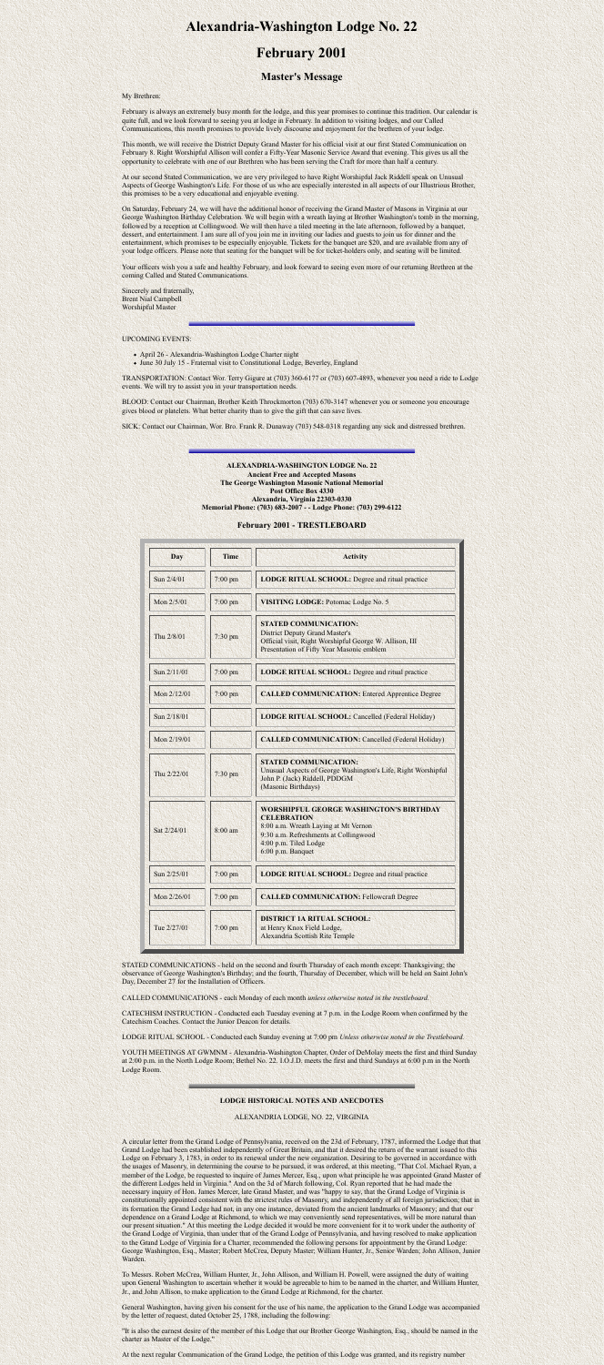# Alexandria-Washington Lodge No. 22

# February 2001

## Master's Message

My Brethren:

February is always an extremely busy month for the lodge, and this year promises to continue this tradition. Our calendar is quite full, and we look forward to seeing you at lodge in February. In addition to visiting lodges, and our Called Communications, this month promises to provide lively discourse and enjoyment for the brethren of your lodge.

This month, we will receive the District Deputy Grand Master for his official visit at our first Stated Communication on February 8. Right Worshipful Allison will confer a Fifty-Year Masonic Service Award that evening. This gives us all the opportunity to celebrate with one of our Brethren who has been serving the Craft for more than half a century.

At our second Stated Communication, we are very privileged to have Right Worshipful Jack Riddell speak on Unusual Aspects of George Washington's Life. For those of us who are especially interested in all aspects of our Illustrious Brother, this promises to be a very educational and enjoyable evening.

On Saturday, February 24, we will have the additional honor of receiving the Grand Master of Masons in Virginia at our George Washington Birthday Celebration. We will begin with a wreath laying at Brother Washington's tomb in the morning, followed by a reception at Collingwood. We will then have a tiled meeting in the late afternoon, followed by a banquet, dessert, and entertainment. I am sure all of you join me in inviting our ladies and guests to join us for dinner and the entertainment, which promises to be especially enjoyable. Tickets for the banquet are $20, and are available from any of your lodge officers. Please note that seating for the banquet will be for ticket-holders only, and seating will be limited.

Your officers wish you a safe and healthy February, and look forward to seeing even more of our returning Brethren at the coming Called and Stated Communications.

Sincerely and fraternally,
Brent Nial Campbell
Worshipful Master

---

UPCOMING EVENTS:

- April 26 - Alexandria-Washington Lodge Charter night
- June 30 July 15 - Fraternal visit to Constitutional Lodge, Beverley, England

TRANSPORTATION: Contact Wor. Terry Gigure at (703) 360-6177 or (703) 607-4893, whenever you need a ride to Lodge events. We will try to assist you in your transportation needs.

BLOOD: Contact our Chairman, Brother Keith Throckmorton (703) 670-3147 whenever you or someone you encourage gives blood or platelets. What better charity than to give the gift that can save lives.

SICK: Contact our Chairman, Wor. Bro. Frank R. Dunaway (703) 548-0318 regarding any sick and distressed brethren.

---

**ALEXANDRIA-WASHINGTON LODGE No. 22**
**Ancient Free and Accepted Masons**
**The George Washington Masonic National Memorial**
**Post Office Box 4330**
**Alexandria, Virginia 22303-0330**
**Memorial Phone: (703) 683-2007 - - Lodge Phone: (703) 299-6122**

### February 2001 - TRESTLEBOARD

| Day | Time | Activity |
|---|---|---|
| Sun 2/4/01 | 7:00 pm | **LODGE RITUAL SCHOOL:** Degree and ritual practice |
| Mon 2/5/01 | 7:00 pm | **VISITING LODGE:** Potomac Lodge No. 5 |
| Thu 2/8/01 | 7:30 pm | **STATED COMMUNICATION:** District Deputy Grand Master's Official visit, Right Worshipful George W. Allison, III Presentation of Fifty Year Masonic emblem |
| Sun 2/11/01 | 7:00 pm | **LODGE RITUAL SCHOOL:** Degree and ritual practice |
| Mon 2/12/01 | 7:00 pm | **CALLED COMMUNICATION:** Entered Apprentice Degree |
| Sun 2/18/01 | | **LODGE RITUAL SCHOOL:** Cancelled (Federal Holiday) |
| Mon 2/19/01 | | **CALLED COMMUNICATION:** Cancelled (Federal Holiday) |
| Thu 2/22/01 | 7:30 pm | **STATED COMMUNICATION:** Unusual Aspects of George Washington's Life, Right Worshipful John P. (Jack) Riddell, PDDGM (Masonic Birthdays) |
| Sat 2/24/01 | 8:00 am | **WORSHIPFUL GEORGE WASHINGTON'S BIRTHDAY CELEBRATION** 8:00 a.m. Wreath Laying at Mt Vernon 9:30 a.m. Refreshments at Collingwood 4:00 p.m. Tiled Lodge 6:00 p.m. Banquet |
| Sun 2/25/01 | 7:00 pm | **LODGE RITUAL SCHOOL:** Degree and ritual practice |
| Mon 2/26/01 | 7:00 pm | **CALLED COMMUNICATION:** Fellowcraft Degree |
| Tue 2/27/01 | 7:00 pm | **DISTRICT 1A RITUAL SCHOOL:** at Henry Knox Field Lodge, Alexandria Scottish Rite Temple |

STATED COMMUNICATIONS - held on the second and fourth Thursday of each month except: Thanksgiving; the observance of George Washington's Birthday; and the fourth, Thursday of December, which will be held on Saint John's Day, December 27 for the Installation of Officers.

CALLED COMMUNICATIONS - each Monday of each month *unless otherwise noted in the trestleboard.*

CATECHISM INSTRUCTION - Conducted each Tuesday evening at 7 p.m. in the Lodge Room when confirmed by the Catechism Coaches. Contact the Junior Deacon for details.

LODGE RITUAL SCHOOL - Conducted each Sunday evening at 7:00 pm *Unless otherwise noted in the Trestleboard.*

YOUTH MEETINGS AT GWMNM - Alexandria-Washington Chapter, Order of DeMolay meets the first and third Sunday at 2:00 p.m. in the North Lodge Room; Bethel No. 22. I.O.J.D. meets the first and third Sundays at 6:00 p.m in the North Lodge Room.

---

**LODGE HISTORICAL NOTES AND ANECDOTES**

ALEXANDRIA LODGE, NO. 22, VIRGINIA

A circular letter from the Grand Lodge of Pennsylvania, received on the 23d of February, 1787, informed the Lodge that that Grand Lodge had been established independently of Great Britain, and that it desired the return of the warrant issued to this Lodge on February 3, 1783, in order to its renewal under the new organization. Desiring to be governed in accordance with the usages of Masonry, in determining the course to be pursued, it was ordered, at this meeting, "That Col. Michael Ryan, a member of the Lodge, be requested to inquire of James Mercer, Esq., upon what principle he was appointed Grand Master of the different Lodges held in Virginia." And on the 3d of March following, Col. Ryan reported that he had made the necessary inquiry of Hon. James Mercer, late Grand Master, and was "happy to say, that the Grand Lodge of Virginia is constitutionally appointed consistent with the strictest rules of Masonry, and independently of all foreign jurisdiction; that in its formation the Grand Lodge had not, in any one instance, deviated from the ancient landmarks of Masonry; and that our dependence on a Grand Lodge at Richmond, to which we may conveniently send representatives, will be more natural than our present situation." At this meeting the Lodge decided it would be more convenient for it to work under the authority of the Grand Lodge of Virginia, than under that of the Grand Lodge of Pennsylvania, and having resolved to make application to the Grand Lodge of Virginia for a Charter, recommended the following persons for appointment by the Grand Lodge: George Washington, Esq., Master; Robert McCrea, Deputy Master; William Hunter, Jr., Senior Warden; John Allison, Junior Warden.

To Messrs. Robert McCrea, William Hunter, Jr., John Allison, and William H. Powell, were assigned the duty of waiting upon General Washington to ascertain whether it would be agreeable to him to be named in the charter, and William Hunter, Jr., and John Allison, to make application to the Grand Lodge at Richmond, for the charter.

General Washington, having given his consent for the use of his name, the application to the Grand Lodge was accompanied by the letter of request, dated October 25, 1788, including the following:

"It is also the earnest desire of the member of this Lodge that our Brother George Washington, Esq., should be named in the charter as Master of the Lodge."

At the next regular Communication of the Grand Lodge, the petition of this Lodge was granted, and its registry number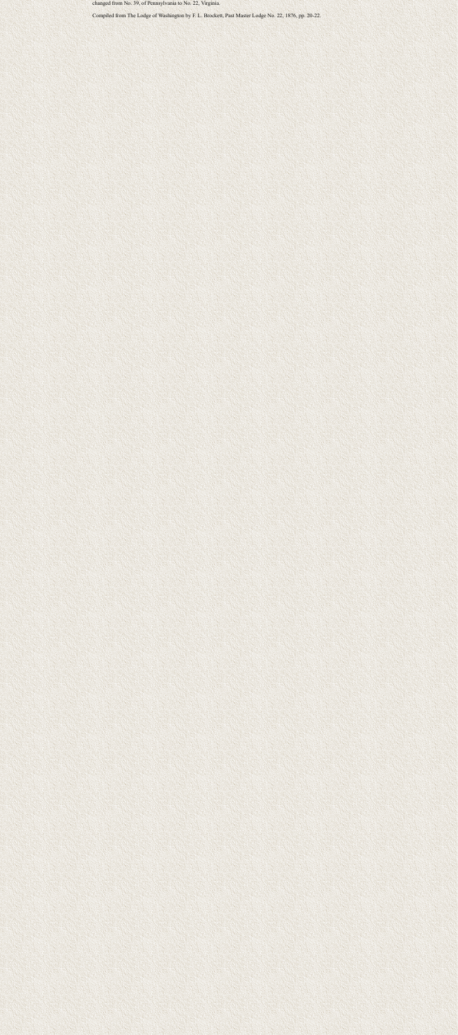changed from No. 39, of Pennsylvania to No. 22, Virginia.

Compiled from The Lodge of Washington by F. L. Brockett, Past Master Lodge No. 22, 1876, pp. 20-22.